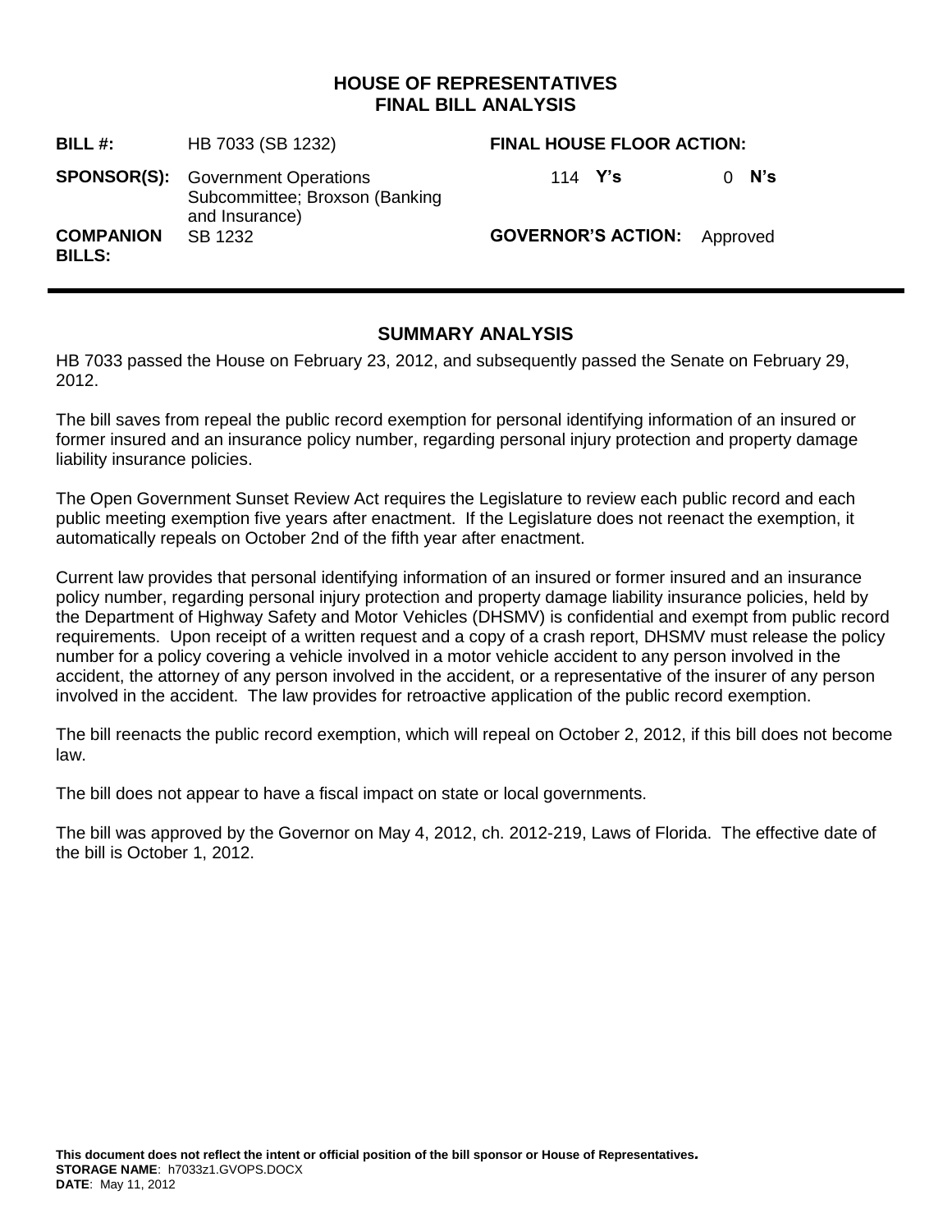# HOUSE OF REPRESENTATIVES
## FINAL BILL ANALYSIS

| | | | |
|---|---|---|---|
| **BILL #:** | HB 7033 (SB 1232) | **FINAL HOUSE FLOOR ACTION:** | |
| **SPONSOR(S):** | Government Operations Subcommittee; Broxson (Banking and Insurance) | 114 **Y's** | 0 **N's** |
| **COMPANION BILLS:** | SB 1232 | **GOVERNOR'S ACTION:** | Approved |

## SUMMARY ANALYSIS

HB 7033 passed the House on February 23, 2012, and subsequently passed the Senate on February 29, 2012.

The bill saves from repeal the public record exemption for personal identifying information of an insured or former insured and an insurance policy number, regarding personal injury protection and property damage liability insurance policies.

The Open Government Sunset Review Act requires the Legislature to review each public record and each public meeting exemption five years after enactment. If the Legislature does not reenact the exemption, it automatically repeals on October 2nd of the fifth year after enactment.

Current law provides that personal identifying information of an insured or former insured and an insurance policy number, regarding personal injury protection and property damage liability insurance policies, held by the Department of Highway Safety and Motor Vehicles (DHSMV) is confidential and exempt from public record requirements. Upon receipt of a written request and a copy of a crash report, DHSMV must release the policy number for a policy covering a vehicle involved in a motor vehicle accident to any person involved in the accident, the attorney of any person involved in the accident, or a representative of the insurer of any person involved in the accident. The law provides for retroactive application of the public record exemption.

The bill reenacts the public record exemption, which will repeal on October 2, 2012, if this bill does not become law.

The bill does not appear to have a fiscal impact on state or local governments.

The bill was approved by the Governor on May 4, 2012, ch. 2012-219, Laws of Florida. The effective date of the bill is October 1, 2012.

**This document does not reflect the intent or official position of the bill sponsor or House of Representatives.**
**STORAGE NAME**: h7033z1.GVOPS.DOCX
**DATE**: May 11, 2012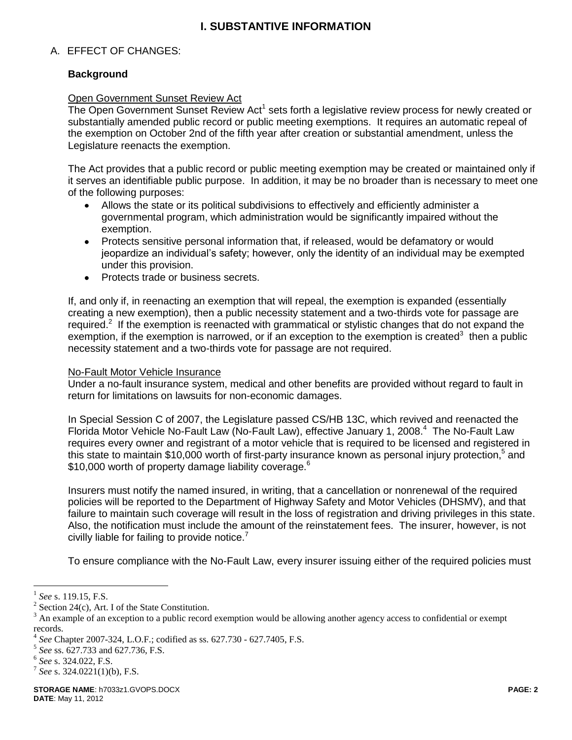# I. SUBSTANTIVE INFORMATION

## A. EFFECT OF CHANGES:

### Background

Open Government Sunset Review Act

The Open Government Sunset Review Act[1] sets forth a legislative review process for newly created or substantially amended public record or public meeting exemptions. It requires an automatic repeal of the exemption on October 2nd of the fifth year after creation or substantial amendment, unless the Legislature reenacts the exemption.

The Act provides that a public record or public meeting exemption may be created or maintained only if it serves an identifiable public purpose. In addition, it may be no broader than is necessary to meet one of the following purposes:

- Allows the state or its political subdivisions to effectively and efficiently administer a governmental program, which administration would be significantly impaired without the exemption.
- Protects sensitive personal information that, if released, would be defamatory or would jeopardize an individual's safety; however, only the identity of an individual may be exempted under this provision.
- Protects trade or business secrets.

If, and only if, in reenacting an exemption that will repeal, the exemption is expanded (essentially creating a new exemption), then a public necessity statement and a two-thirds vote for passage are required.[2] If the exemption is reenacted with grammatical or stylistic changes that do not expand the exemption, if the exemption is narrowed, or if an exception to the exemption is created[3] then a public necessity statement and a two-thirds vote for passage are not required.

No-Fault Motor Vehicle Insurance

Under a no-fault insurance system, medical and other benefits are provided without regard to fault in return for limitations on lawsuits for non-economic damages.

In Special Session C of 2007, the Legislature passed CS/HB 13C, which revived and reenacted the Florida Motor Vehicle No-Fault Law (No-Fault Law), effective January 1, 2008.[4] The No-Fault Law requires every owner and registrant of a motor vehicle that is required to be licensed and registered in this state to maintain $10,000 worth of first-party insurance known as personal injury protection,[5] and $10,000 worth of property damage liability coverage.[6]

Insurers must notify the named insured, in writing, that a cancellation or nonrenewal of the required policies will be reported to the Department of Highway Safety and Motor Vehicles (DHSMV), and that failure to maintain such coverage will result in the loss of registration and driving privileges in this state. Also, the notification must include the amount of the reinstatement fees. The insurer, however, is not civilly liable for failing to provide notice.[7]

To ensure compliance with the No-Fault Law, every insurer issuing either of the required policies must

---

[1] *See* s. 119.15, F.S.

[2] Section 24(c), Art. I of the State Constitution.

[3] An example of an exception to a public record exemption would be allowing another agency access to confidential or exempt records.

[4] *See* Chapter 2007-324, L.O.F.; codified as ss. 627.730 - 627.7405, F.S.

[5] *See* ss. 627.733 and 627.736, F.S.

[6] *See* s. 324.022, F.S.

[7] *See* s. 324.0221(1)(b), F.S.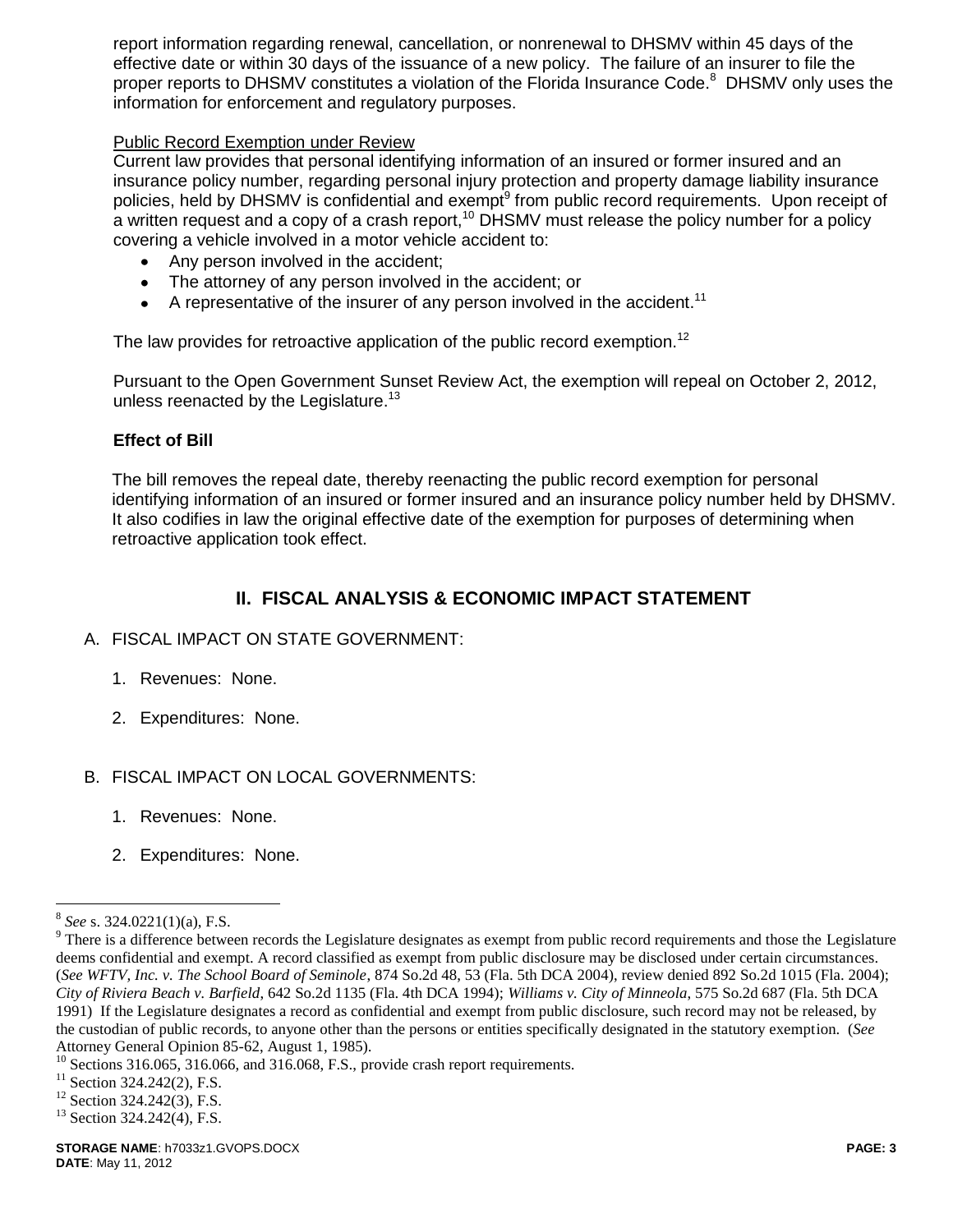report information regarding renewal, cancellation, or nonrenewal to DHSMV within 45 days of the effective date or within 30 days of the issuance of a new policy. The failure of an insurer to file the proper reports to DHSMV constitutes a violation of the Florida Insurance Code.[8] DHSMV only uses the information for enforcement and regulatory purposes.

Public Record Exemption under Review

Current law provides that personal identifying information of an insured or former insured and an insurance policy number, regarding personal injury protection and property damage liability insurance policies, held by DHSMV is confidential and exempt[9] from public record requirements. Upon receipt of a written request and a copy of a crash report,[10] DHSMV must release the policy number for a policy covering a vehicle involved in a motor vehicle accident to:

- Any person involved in the accident;
- The attorney of any person involved in the accident; or
- A representative of the insurer of any person involved in the accident.[11]

The law provides for retroactive application of the public record exemption.[12]

Pursuant to the Open Government Sunset Review Act, the exemption will repeal on October 2, 2012, unless reenacted by the Legislature.[13]

### Effect of Bill

The bill removes the repeal date, thereby reenacting the public record exemption for personal identifying information of an insured or former insured and an insurance policy number held by DHSMV. It also codifies in law the original effective date of the exemption for purposes of determining when retroactive application took effect.

## II. FISCAL ANALYSIS & ECONOMIC IMPACT STATEMENT

A. FISCAL IMPACT ON STATE GOVERNMENT:

1. Revenues: None.
2. Expenditures: None.

B. FISCAL IMPACT ON LOCAL GOVERNMENTS:

1. Revenues: None.
2. Expenditures: None.

---

[8] *See* s. 324.0221(1)(a), F.S.

[9] There is a difference between records the Legislature designates as exempt from public record requirements and those the Legislature deems confidential and exempt. A record classified as exempt from public disclosure may be disclosed under certain circumstances. (*See WFTV, Inc. v. The School Board of Seminole*, 874 So.2d 48, 53 (Fla. 5th DCA 2004), review denied 892 So.2d 1015 (Fla. 2004); *City of Riviera Beach v. Barfield*, 642 So.2d 1135 (Fla. 4th DCA 1994); *Williams v. City of Minneola*, 575 So.2d 687 (Fla. 5th DCA 1991) If the Legislature designates a record as confidential and exempt from public disclosure, such record may not be released, by the custodian of public records, to anyone other than the persons or entities specifically designated in the statutory exemption. (*See* Attorney General Opinion 85-62, August 1, 1985).

[10] Sections 316.065, 316.066, and 316.068, F.S., provide crash report requirements.

[11] Section 324.242(2), F.S.

[12] Section 324.242(3), F.S.

[13] Section 324.242(4), F.S.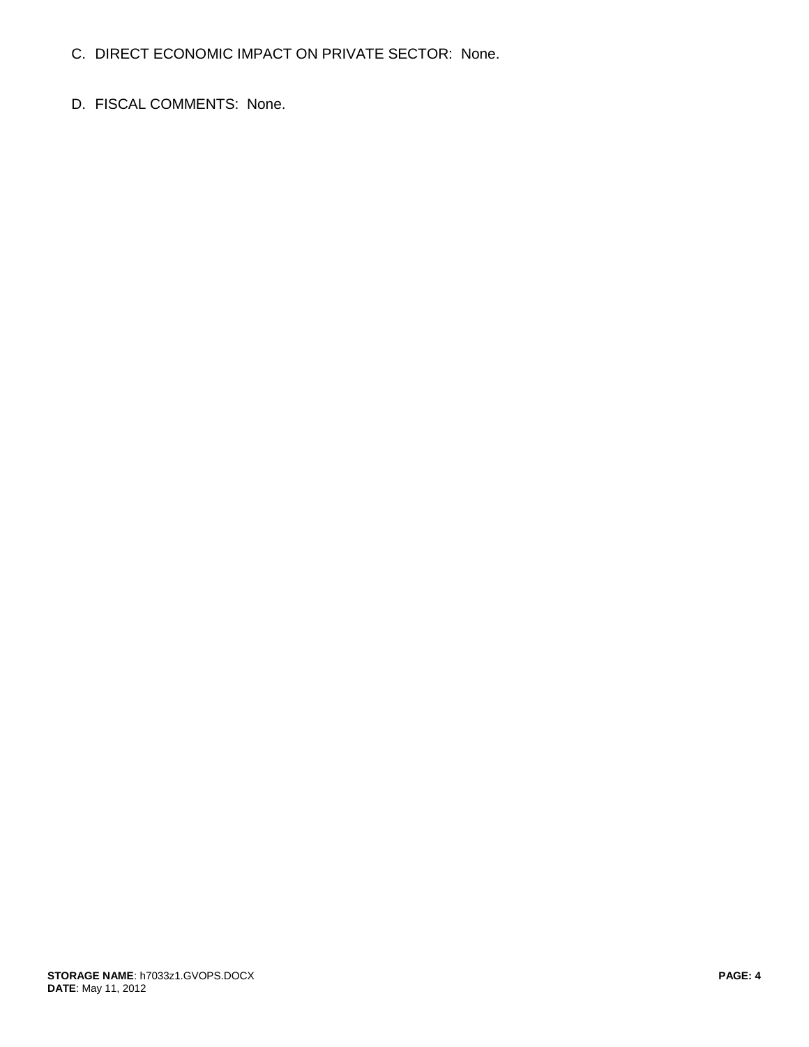C. DIRECT ECONOMIC IMPACT ON PRIVATE SECTOR: None.

D. FISCAL COMMENTS: None.